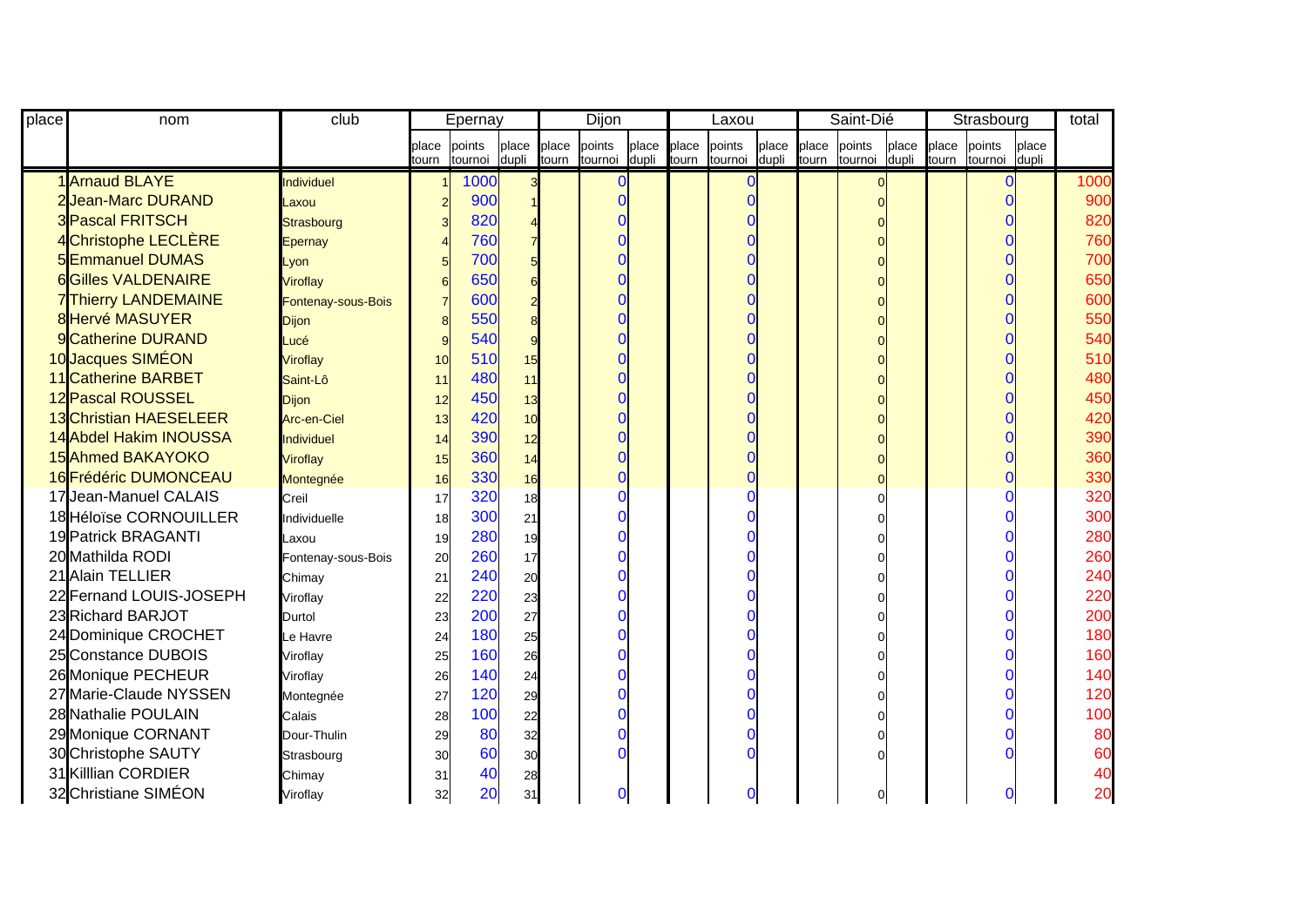| place | nom | club | Epernay | | | Dijon | | | Laxou | | | Saint-Dié | | | Strasbourg | | | total |
|---|---|---|---|---|---|---|---|---|---|---|---|---|---|---|---|---|---|---|
| | | | place tourn | points tournoi | place dupli | place tourn | points tournoi | place dupli | place tourn | points tournoi | place dupli | place tourn | points tournoi | place dupli | place tourn | points tournoi | place dupli | |
| 1 | Arnaud BLAYE | Individuel | 1 | 1000 | 3 | | 0 | | | 0 | | | 0 | | | 0 | | 1000 |
| 2 | Jean-Marc DURAND | Laxou | 2 | 900 | 1 | | 0 | | | 0 | | | 0 | | | 0 | | 900 |
| 3 | Pascal FRITSCH | Strasbourg | 3 | 820 | 4 | | 0 | | | 0 | | | 0 | | | 0 | | 820 |
| 4 | Christophe LECLÈRE | Epernay | 4 | 760 | 7 | | 0 | | | 0 | | | 0 | | | 0 | | 760 |
| 5 | Emmanuel DUMAS | Lyon | 5 | 700 | 5 | | 0 | | | 0 | | | 0 | | | 0 | | 700 |
| 6 | Gilles VALDENAIRE | Viroflay | 6 | 650 | 6 | | 0 | | | 0 | | | 0 | | | 0 | | 650 |
| 7 | Thierry LANDEMAINE | Fontenay-sous-Bois | 7 | 600 | 2 | | 0 | | | 0 | | | 0 | | | 0 | | 600 |
| 8 | Hervé MASUYER | Dijon | 8 | 550 | 8 | | 0 | | | 0 | | | 0 | | | 0 | | 550 |
| 9 | Catherine DURAND | Lucé | 9 | 540 | 9 | | 0 | | | 0 | | | 0 | | | 0 | | 540 |
| 10 | Jacques SIMÉON | Viroflay | 10 | 510 | 15 | | 0 | | | 0 | | | 0 | | | 0 | | 510 |
| 11 | Catherine BARBET | Saint-Lô | 11 | 480 | 11 | | 0 | | | 0 | | | 0 | | | 0 | | 480 |
| 12 | Pascal ROUSSEL | Dijon | 12 | 450 | 13 | | 0 | | | 0 | | | 0 | | | 0 | | 450 |
| 13 | Christian HAESELEER | Arc-en-Ciel | 13 | 420 | 10 | | 0 | | | 0 | | | 0 | | | 0 | | 420 |
| 14 | Abdel Hakim INOUSSA | Individuel | 14 | 390 | 12 | | 0 | | | 0 | | | 0 | | | 0 | | 390 |
| 15 | Ahmed BAKAYOKO | Viroflay | 15 | 360 | 14 | | 0 | | | 0 | | | 0 | | | 0 | | 360 |
| 16 | Frédéric DUMONCEAU | Montegnée | 16 | 330 | 16 | | 0 | | | 0 | | | 0 | | | 0 | | 330 |
| 17 | Jean-Manuel CALAIS | Creil | 17 | 320 | 18 | | 0 | | | 0 | | | 0 | | | 0 | | 320 |
| 18 | Héloïse CORNOUILLER | Individuelle | 18 | 300 | 21 | | 0 | | | 0 | | | 0 | | | 0 | | 300 |
| 19 | Patrick BRAGANTI | Laxou | 19 | 280 | 19 | | 0 | | | 0 | | | 0 | | | 0 | | 280 |
| 20 | Mathilda RODI | Fontenay-sous-Bois | 20 | 260 | 17 | | 0 | | | 0 | | | 0 | | | 0 | | 260 |
| 21 | Alain TELLIER | Chimay | 21 | 240 | 20 | | 0 | | | 0 | | | 0 | | | 0 | | 240 |
| 22 | Fernand LOUIS-JOSEPH | Viroflay | 22 | 220 | 23 | | 0 | | | 0 | | | 0 | | | 0 | | 220 |
| 23 | Richard BARJOT | Durtol | 23 | 200 | 27 | | 0 | | | 0 | | | 0 | | | 0 | | 200 |
| 24 | Dominique CROCHET | Le Havre | 24 | 180 | 25 | | 0 | | | 0 | | | 0 | | | 0 | | 180 |
| 25 | Constance DUBOIS | Viroflay | 25 | 160 | 26 | | 0 | | | 0 | | | 0 | | | 0 | | 160 |
| 26 | Monique PECHEUR | Viroflay | 26 | 140 | 24 | | 0 | | | 0 | | | 0 | | | 0 | | 140 |
| 27 | Marie-Claude NYSSEN | Montegnée | 27 | 120 | 29 | | 0 | | | 0 | | | 0 | | | 0 | | 120 |
| 28 | Nathalie POULAIN | Calais | 28 | 100 | 22 | | 0 | | | 0 | | | 0 | | | 0 | | 100 |
| 29 | Monique CORNANT | Dour-Thulin | 29 | 80 | 32 | | 0 | | | 0 | | | 0 | | | 0 | | 80 |
| 30 | Christophe SAUTY | Strasbourg | 30 | 60 | 30 | | 0 | | | 0 | | | 0 | | | 0 | | 60 |
| 31 | Killlian CORDIER | Chimay | 31 | 40 | 28 | | | | | | | | | | | | | 40 |
| 32 | Christiane SIMÉON | Viroflay | 32 | 20 | 31 | | 0 | | | 0 | | | 0 | | | 0 | | 20 |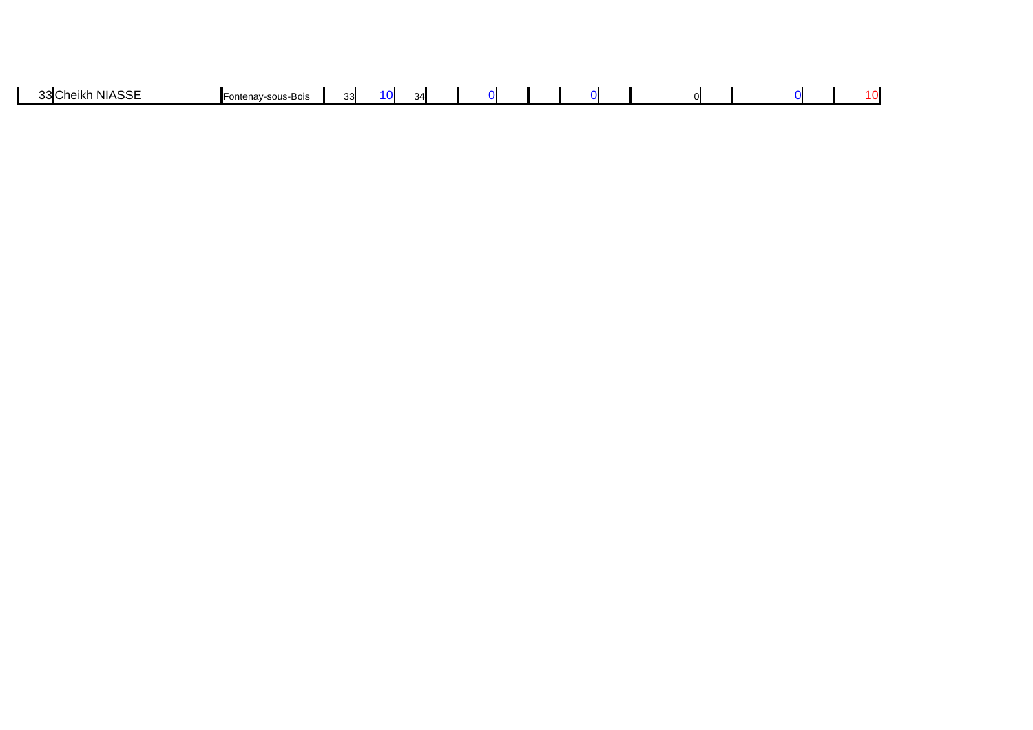| | | | | | | | | | | | | | | | | | | |
|---|---|---|---|---|---|---|---|---|---|---|---|---|---|---|---|---|---|---|
| 33 | Cheikh NIASSE | Fontenay-sous-Bois | 33 | 10 | 34 | | 0 | | | 0 | | | 0 | | | 0 | | 10 |